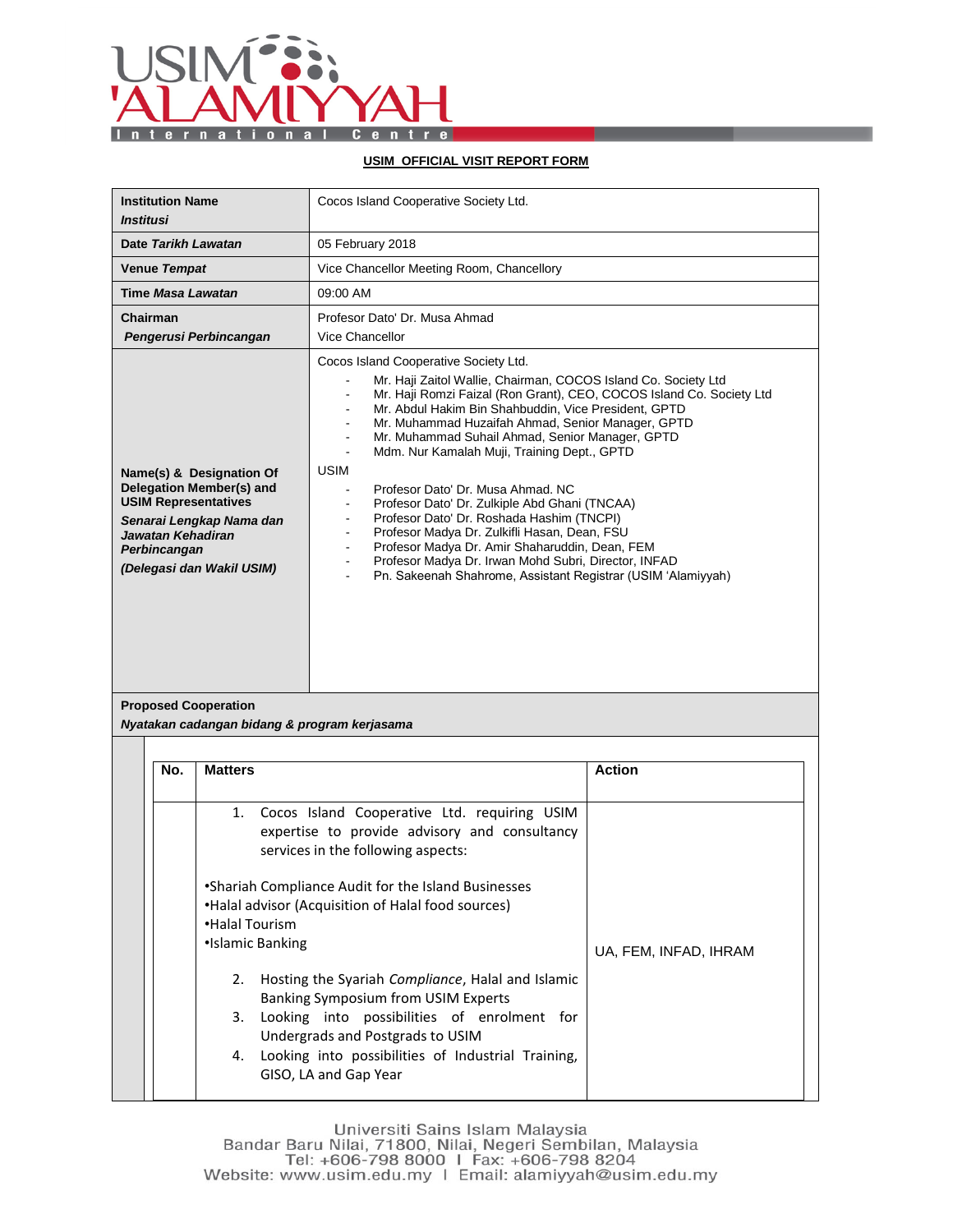USIM 'ALAMIYYAH International Centre

## USIM OFFICIAL VISIT REPORT FORM

| | |
|---|---|
| **Institution Name** <br> ***Institusi*** | Cocos Island Cooperative Society Ltd. |
| **Date *Tarikh Lawatan*** | 05 February 2018 |
| **Venue *Tempat*** | Vice Chancellor Meeting Room, Chancellory |
| **Time *Masa Lawatan*** | 09:00 AM |
| **Chairman** <br> ***Pengerusi Perbincangan*** | Profesor Dato' Dr. Musa Ahmad <br> Vice Chancellor |
| **Name(s) & Designation Of Delegation Member(s) and USIM Representatives** <br> ***Senarai Lengkap Nama dan Jawatan Kehadiran Perbincangan*** <br> ***(Delegasi dan Wakil USIM)*** | Cocos Island Cooperative Society Ltd. <br> - Mr. Haji Zaitol Wallie, Chairman, COCOS Island Co. Society Ltd <br> - Mr. Haji Romzi Faizal (Ron Grant), CEO, COCOS Island Co. Society Ltd <br> - Mr. Abdul Hakim Bin Shahbuddin, Vice President, GPTD <br> - Mr. Muhammad Huzaifah Ahmad, Senior Manager, GPTD <br> - Mr. Muhammad Suhail Ahmad, Senior Manager, GPTD <br> - Mdm. Nur Kamalah Muji, Training Dept., GPTD <br><br> USIM <br> - Profesor Dato' Dr. Musa Ahmad. NC <br> - Profesor Dato' Dr. Zulkiple Abd Ghani (TNCAA) <br> - Profesor Dato' Dr. Roshada Hashim (TNCPI) <br> - Profesor Madya Dr. Zulkifli Hasan, Dean, FSU <br> - Profesor Madya Dr. Amir Shaharuddin, Dean, FEM <br> - Profesor Madya Dr. Irwan Mohd Subri, Director, INFAD <br> - Pn. Sakeenah Shahrome, Assistant Registrar (USIM 'Alamiyyah) |

**Proposed Cooperation**
***Nyatakan cadangan bidang & program kerjasama***

| No. | Matters | Action |
|---|---|---|
| | 1. Cocos Island Cooperative Ltd. requiring USIM expertise to provide advisory and consultancy services in the following aspects: <br><br> •Shariah Compliance Audit for the Island Businesses <br> •Halal advisor (Acquisition of Halal food sources) <br> •Halal Tourism <br> •Islamic Banking <br><br> 2. Hosting the Syariah *Compliance*, Halal and Islamic Banking Symposium from USIM Experts <br> 3. Looking into possibilities of enrolment for Undergrads and Postgrads to USIM <br> 4. Looking into possibilities of Industrial Training, GISO, LA and Gap Year | UA, FEM, INFAD, IHRAM |

Universiti Sains Islam Malaysia
Bandar Baru Nilai, 71800, Nilai, Negeri Sembilan, Malaysia
Tel: +606-798 8000 I Fax: +606-798 8204
Website: www.usim.edu.my I Email: alamiyyah@usim.edu.my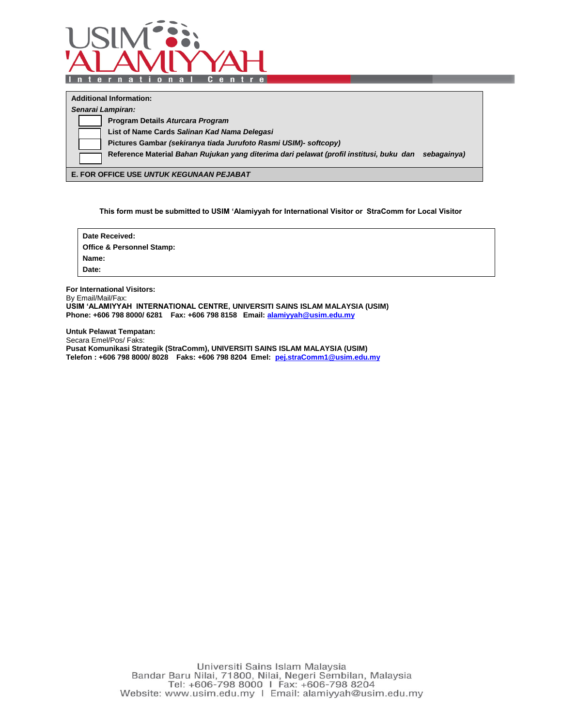**Additional Information:**

***Senarai Lampiran:***

- ☐ **Program Details** ***Aturcara Program***
- ☐ **List of Name Cards** ***Salinan Kad Nama Delegasi***
- ☐ **Pictures Gambar** ***(sekiranya tiada Jurufoto Rasmi USIM)- softcopy)***
- ☐ **Reference Material** ***Bahan Rujukan yang diterima dari pelawat (profil institusi, buku dan sebagainya)***

**E. FOR OFFICE USE** ***UNTUK KEGUNAAN PEJABAT***

**This form must be submitted to USIM 'Alamiyyah for International Visitor or StraComm for Local Visitor**

**Date Received:**

**Office & Personnel Stamp:**

**Name:**

**Date:**

**For International Visitors:**
By Email/Mail/Fax:
**USIM 'ALAMIYYAH INTERNATIONAL CENTRE, UNIVERSITI SAINS ISLAM MALAYSIA (USIM)**
**Phone: +606 798 8000/ 6281 Fax: +606 798 8158 Email: alamiyyah@usim.edu.my**

**Untuk Pelawat Tempatan:**
Secara Emel/Pos/ Faks:
**Pusat Komunikasi Strategik (StraComm), UNIVERSITI SAINS ISLAM MALAYSIA (USIM)**
**Telefon : +606 798 8000/ 8028 Faks: +606 798 8204 Emel: pej.straComm1@usim.edu.my**